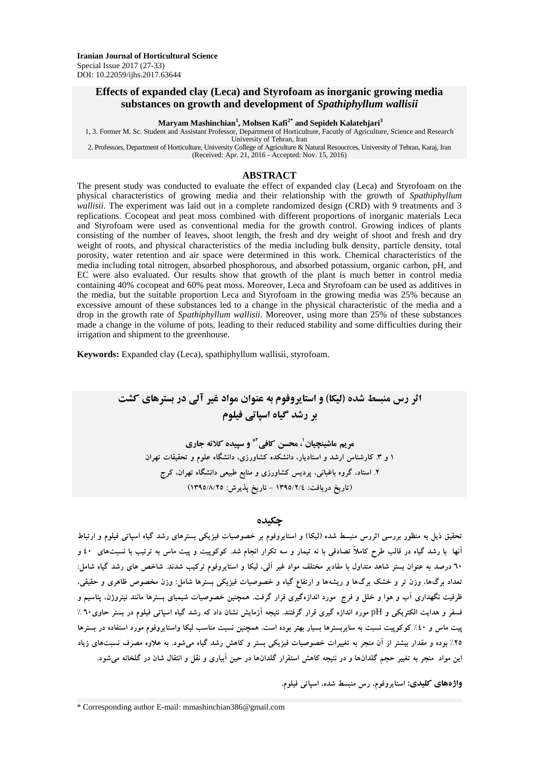**Iranian Journal of Horticultural Science**
Special Issue 2017 (27-33)
DOI: 10.22059/ijhs.2017.63644

# Effects of expanded clay (Leca) and Styrofoam as inorganic growing media substances on growth and development of *Spathiphyllum wallisii*

**Maryam Mashinchian[1], Mohsen Kafi[2*] and Sepideh Kalatehjari[3]**

1, 3. Former M. Sc. Student and Assistant Professor, Department of Horticulture, Facutly of Agriculture, Science and Research University of Tehran, Iran
2. Professors, Department of Horticulture, University College of Agriculture & Natural Resoucrces, University of Tehran, Karaj, Iran
(Received: Apr. 21, 2016 - Accepted: Nov. 15, 2016)

## ABSTRACT

The present study was conducted to evaluate the effect of expanded clay (Leca) and Styrofoam on the physical characteristics of growing media and their relationship with the growth of *Spathiphyllum wallisii*. The experiment was laid out in a complete randomized design (CRD) with 9 treatments and 3 replications. Cocopeat and peat moss combined with different proportions of inorganic materials Leca and Styrofoam were used as conventional media for the growth control. Growing indices of plants consisting of the number of leaves, shoot length, the fresh and dry weight of shoot and fresh and dry weight of roots, and physical characteristics of the media including bulk density, particle density, total porosity, water retention and air space were determined in this work. Chemical characteristics of the media including total nitrogen, absorbed phosphorous, and absorbed potassium, organic carbon, pH, and EC were also evaluated. Our results show that growth of the plant is much better in control media containing 40% cocopeat and 60% peat moss. Moreover, Leca and Styrofoam can be used as additives in the media, but the suitable proportion Leca and Styrofoam in the growing media was 25% because an excessive amount of these substances led to a change in the physical characteristic of the media and a drop in the growth rate of *Spathiphyllum wallisii*. Moreover, using more than 25% of these substances made a change in the volume of pots, leading to their reduced stability and some difficulties during their irrigation and shipment to the greenhouse.

**Keywords:** Expanded clay (Leca), spathiphyllum wallisii, styrofoam.

# اثر رس منبسط شده (لیکا) و استایروفوم به عنوان مواد غیر آلی در بسترهای کشت بر رشد گیاه اسپاتی فیلوم

**مریم ماشینچیان[1]، محسن کافی[2*] و سپیده کلاته جاری[3]**

۱ و ۳. کارشناس ارشد و استادیار، دانشکده کشاورزی، دانشگاه علوم و تحقیقات تهران
۲. استاد، گروه باغبانی، پردیس کشاورزی و منابع طبیعی دانشگاه تهران، کرج
(تاریخ دریافت: ۱۳۹۵/۲/۴ - تاریخ پذیرش: ۱۳۹۵/۸/۲۵)

## چکیده

تحقیق ذیل به منظور بررسی اثررس منبسط شده (لیکا) و استایروفوم بر خصوصیات فیزیکی بسترهای رشد گیاه اسپاتی فیلوم و ارتباط آنها با رشد گیاه در قالب طرح کاملاً تصادفی با نه تیمار و سه تکرار انجام شد. کوکوپیت و پیت ماس به ترتیب با نسبت‌های ۴۰ و ۶۰ درصد به عنوان بستر شاهد متداول با مقادیر مختلف مواد غیر آلی، لیکا و استایروفوم ترکیب شدند. شاخص های رشد گیاه شامل: تعداد برگ‌ها، وزن تر و خشک برگ‌ها و ریشه‌ها و ارتفاع گیاه و خصوصیات فیزیکی بسترها شامل: وزن مخصوص ظاهری و حقیقی، ظرفیت نگهداری آب و هوا و خلل و فرج مورد اندازه‌گیری قرار گرفت. همچنین خصوصیات شیمیای بسترها مانند نیتروژن، پتاسیم و فسفر و هدایت الکتریکی و pH مورد اندازه گیری قرار گرفتند. نتیجه آزمایش نشان داد که رشد گیاه اسپاتی فیلوم در بستر حاوی۶۰ ٪ پیت ماس و ۴۰٪ کوکوپیت نسبت به سایربسترها بسیار بهتر بوده است. همچنین نسبت مناسب لیکا واستایروفوم مورد استفاده در بسترها ۲۵٪ بوده و مقدار بیشتر از آن منجر به تغییرات خصوصیات فیزیکی بستر و کاهش رشد گیاه می‌شود. به علاوه مصرف نسبت‌های زیاد این مواد منجر به تغییر حجم گلدان‌ها و در نتیجه کاهش استقرار گلدان‌ها در حین آبیاری و نقل و انتقال شان در گلخانه می‌شود.

**واژه‌های کلیدی:** استایروفوم، رس منبسط شده، اسپاتی فیلوم.

* Corresponding author E-mail: mmashinchian386@gmail.com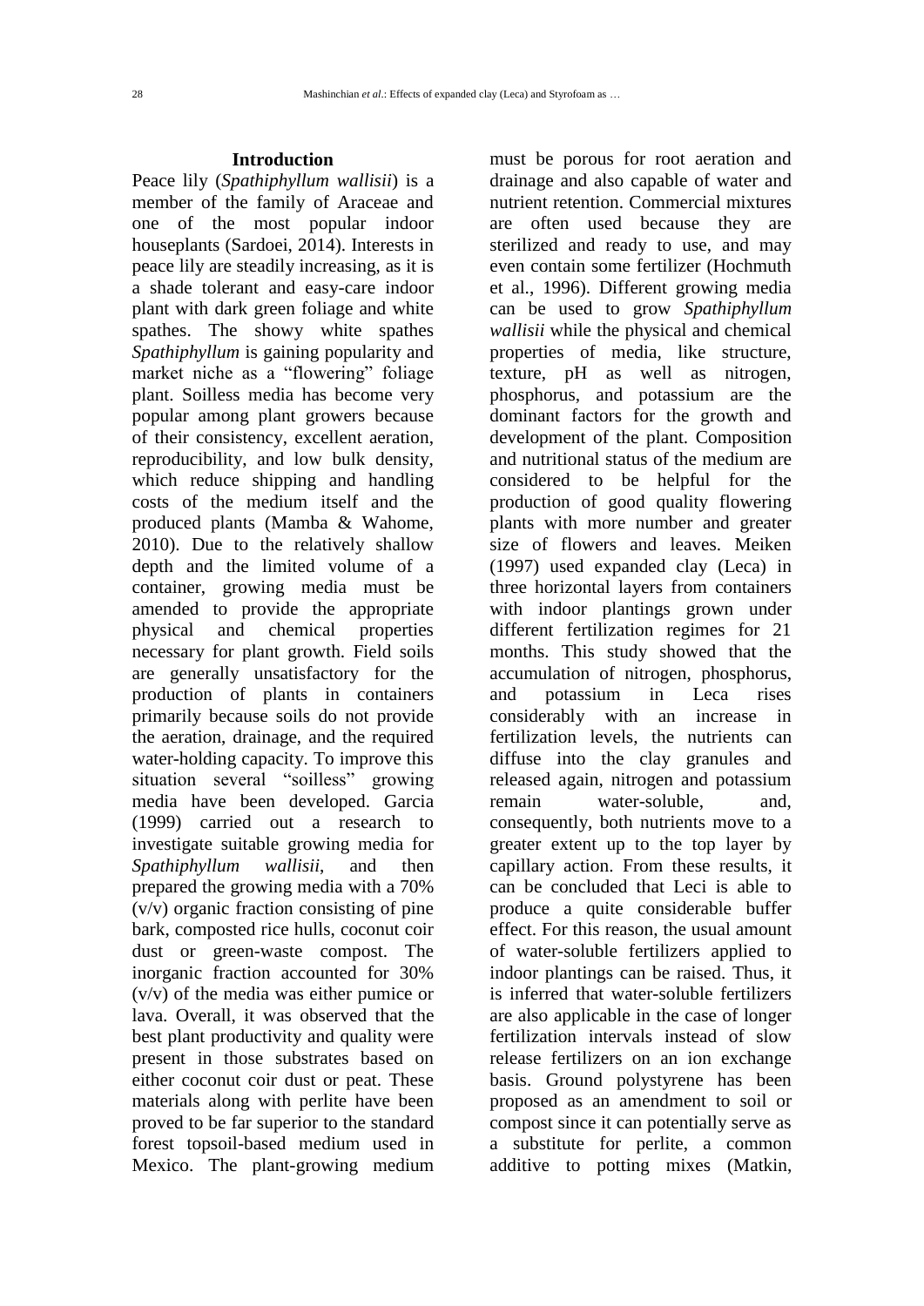## Introduction

Peace lily (*Spathiphyllum wallisii*) is a member of the family of Araceae and one of the most popular indoor houseplants (Sardoei, 2014). Interests in peace lily are steadily increasing, as it is a shade tolerant and easy-care indoor plant with dark green foliage and white spathes. The showy white spathes *Spathiphyllum* is gaining popularity and market niche as a "flowering" foliage plant. Soilless media has become very popular among plant growers because of their consistency, excellent aeration, reproducibility, and low bulk density, which reduce shipping and handling costs of the medium itself and the produced plants (Mamba & Wahome, 2010). Due to the relatively shallow depth and the limited volume of a container, growing media must be amended to provide the appropriate physical and chemical properties necessary for plant growth. Field soils are generally unsatisfactory for the production of plants in containers primarily because soils do not provide the aeration, drainage, and the required water-holding capacity. To improve this situation several "soilless" growing media have been developed. Garcia (1999) carried out a research to investigate suitable growing media for *Spathiphyllum wallisii*, and then prepared the growing media with a 70% (v/v) organic fraction consisting of pine bark, composted rice hulls, coconut coir dust or green-waste compost. The inorganic fraction accounted for 30% (v/v) of the media was either pumice or lava. Overall, it was observed that the best plant productivity and quality were present in those substrates based on either coconut coir dust or peat. These materials along with perlite have been proved to be far superior to the standard forest topsoil-based medium used in Mexico. The plant-growing medium must be porous for root aeration and drainage and also capable of water and nutrient retention. Commercial mixtures are often used because they are sterilized and ready to use, and may even contain some fertilizer (Hochmuth et al., 1996). Different growing media can be used to grow *Spathiphyllum wallisii* while the physical and chemical properties of media, like structure, texture, pH as well as nitrogen, phosphorus, and potassium are the dominant factors for the growth and development of the plant. Composition and nutritional status of the medium are considered to be helpful for the production of good quality flowering plants with more number and greater size of flowers and leaves. Meiken (1997) used expanded clay (Leca) in three horizontal layers from containers with indoor plantings grown under different fertilization regimes for 21 months. This study showed that the accumulation of nitrogen, phosphorus, and potassium in Leca rises considerably with an increase in fertilization levels, the nutrients can diffuse into the clay granules and released again, nitrogen and potassium remain water-soluble, and, consequently, both nutrients move to a greater extent up to the top layer by capillary action. From these results, it can be concluded that Leci is able to produce a quite considerable buffer effect. For this reason, the usual amount of water-soluble fertilizers applied to indoor plantings can be raised. Thus, it is inferred that water-soluble fertilizers are also applicable in the case of longer fertilization intervals instead of slow release fertilizers on an ion exchange basis. Ground polystyrene has been proposed as an amendment to soil or compost since it can potentially serve as a substitute for perlite, a common additive to potting mixes (Matkin,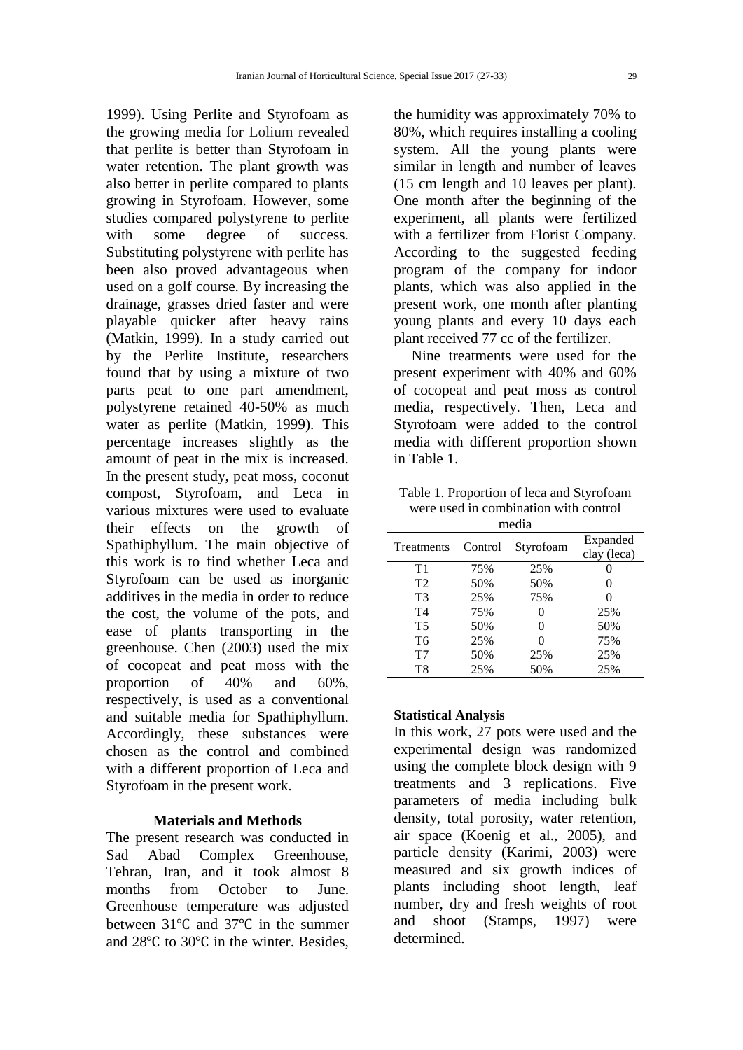1999). Using Perlite and Styrofoam as the growing media for Lolium revealed that perlite is better than Styrofoam in water retention. The plant growth was also better in perlite compared to plants growing in Styrofoam. However, some studies compared polystyrene to perlite with some degree of success. Substituting polystyrene with perlite has been also proved advantageous when used on a golf course. By increasing the drainage, grasses dried faster and were playable quicker after heavy rains (Matkin, 1999). In a study carried out by the Perlite Institute, researchers found that by using a mixture of two parts peat to one part amendment, polystyrene retained 40-50% as much water as perlite (Matkin, 1999). This percentage increases slightly as the amount of peat in the mix is increased. In the present study, peat moss, coconut compost, Styrofoam, and Leca in various mixtures were used to evaluate their effects on the growth of Spathiphyllum. The main objective of this work is to find whether Leca and Styrofoam can be used as inorganic additives in the media in order to reduce the cost, the volume of the pots, and ease of plants transporting in the greenhouse. Chen (2003) used the mix of cocopeat and peat moss with the proportion of 40% and 60%, respectively, is used as a conventional and suitable media for Spathiphyllum. Accordingly, these substances were chosen as the control and combined with a different proportion of Leca and Styrofoam in the present work.

## Materials and Methods

The present research was conducted in Sad Abad Complex Greenhouse, Tehran, Iran, and it took almost 8 months from October to June. Greenhouse temperature was adjusted between 31℃ and 37℃ in the summer and 28℃ to 30℃ in the winter. Besides, the humidity was approximately 70% to 80%, which requires installing a cooling system. All the young plants were similar in length and number of leaves (15 cm length and 10 leaves per plant). One month after the beginning of the experiment, all plants were fertilized with a fertilizer from Florist Company. According to the suggested feeding program of the company for indoor plants, which was also applied in the present work, one month after planting young plants and every 10 days each plant received 77 cc of the fertilizer.

Nine treatments were used for the present experiment with 40% and 60% of cocopeat and peat moss as control media, respectively. Then, Leca and Styrofoam were added to the control media with different proportion shown in Table 1.

Table 1. Proportion of leca and Styrofoam were used in combination with control media

| Treatments | Control | Styrofoam | Expanded clay (leca) |
|---|---|---|---|
| T1 | 75% | 25% | 0 |
| T2 | 50% | 50% | 0 |
| T3 | 25% | 75% | 0 |
| T4 | 75% | 0 | 25% |
| T5 | 50% | 0 | 50% |
| T6 | 25% | 0 | 75% |
| T7 | 50% | 25% | 25% |
| T8 | 25% | 50% | 25% |

### Statistical Analysis

In this work, 27 pots were used and the experimental design was randomized using the complete block design with 9 treatments and 3 replications. Five parameters of media including bulk density, total porosity, water retention, air space (Koenig et al., 2005), and particle density (Karimi, 2003) were measured and six growth indices of plants including shoot length, leaf number, dry and fresh weights of root and shoot (Stamps, 1997) were determined.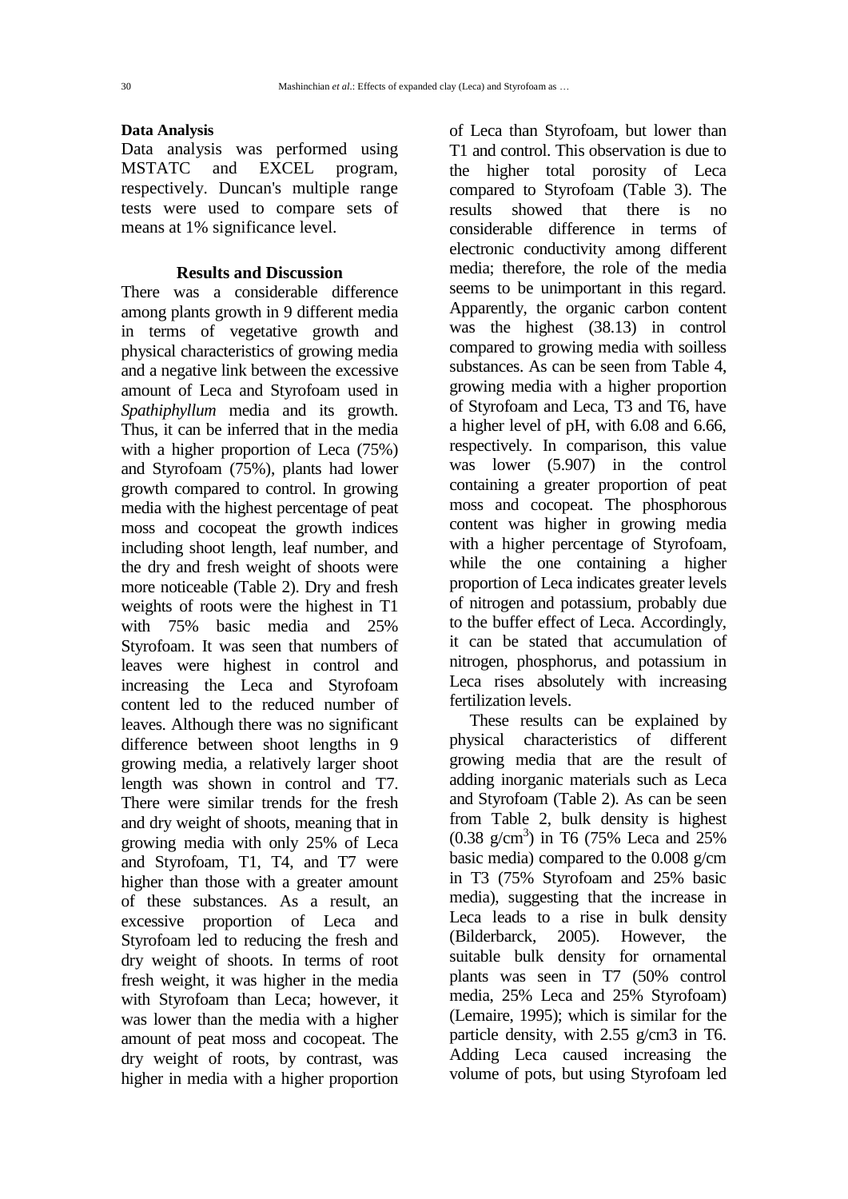## Data Analysis

Data analysis was performed using MSTATC and EXCEL program, respectively. Duncan's multiple range tests were used to compare sets of means at 1% significance level.

## Results and Discussion

There was a considerable difference among plants growth in 9 different media in terms of vegetative growth and physical characteristics of growing media and a negative link between the excessive amount of Leca and Styrofoam used in *Spathiphyllum* media and its growth. Thus, it can be inferred that in the media with a higher proportion of Leca (75%) and Styrofoam (75%), plants had lower growth compared to control. In growing media with the highest percentage of peat moss and cocopeat the growth indices including shoot length, leaf number, and the dry and fresh weight of shoots were more noticeable (Table 2). Dry and fresh weights of roots were the highest in T1 with 75% basic media and 25% Styrofoam. It was seen that numbers of leaves were highest in control and increasing the Leca and Styrofoam content led to the reduced number of leaves. Although there was no significant difference between shoot lengths in 9 growing media, a relatively larger shoot length was shown in control and T7. There were similar trends for the fresh and dry weight of shoots, meaning that in growing media with only 25% of Leca and Styrofoam, T1, T4, and T7 were higher than those with a greater amount of these substances. As a result, an excessive proportion of Leca and Styrofoam led to reducing the fresh and dry weight of shoots. In terms of root fresh weight, it was higher in the media with Styrofoam than Leca; however, it was lower than the media with a higher amount of peat moss and cocopeat. The dry weight of roots, by contrast, was higher in media with a higher proportion of Leca than Styrofoam, but lower than T1 and control. This observation is due to the higher total porosity of Leca compared to Styrofoam (Table 3). The results showed that there is no considerable difference in terms of electronic conductivity among different media; therefore, the role of the media seems to be unimportant in this regard. Apparently, the organic carbon content was the highest (38.13) in control compared to growing media with soilless substances. As can be seen from Table 4, growing media with a higher proportion of Styrofoam and Leca, T3 and T6, have a higher level of pH, with 6.08 and 6.66, respectively. In comparison, this value was lower (5.907) in the control containing a greater proportion of peat moss and cocopeat. The phosphorous content was higher in growing media with a higher percentage of Styrofoam, while the one containing a higher proportion of Leca indicates greater levels of nitrogen and potassium, probably due to the buffer effect of Leca. Accordingly, it can be stated that accumulation of nitrogen, phosphorus, and potassium in Leca rises absolutely with increasing fertilization levels.

These results can be explained by physical characteristics of different growing media that are the result of adding inorganic materials such as Leca and Styrofoam (Table 2). As can be seen from Table 2, bulk density is highest (0.38 g/cm$^3$) in T6 (75% Leca and 25% basic media) compared to the 0.008 g/cm in T3 (75% Styrofoam and 25% basic media), suggesting that the increase in Leca leads to a rise in bulk density (Bilderbarck, 2005). However, the suitable bulk density for ornamental plants was seen in T7 (50% control media, 25% Leca and 25% Styrofoam) (Lemaire, 1995); which is similar for the particle density, with 2.55 g/cm3 in T6. Adding Leca caused increasing the volume of pots, but using Styrofoam led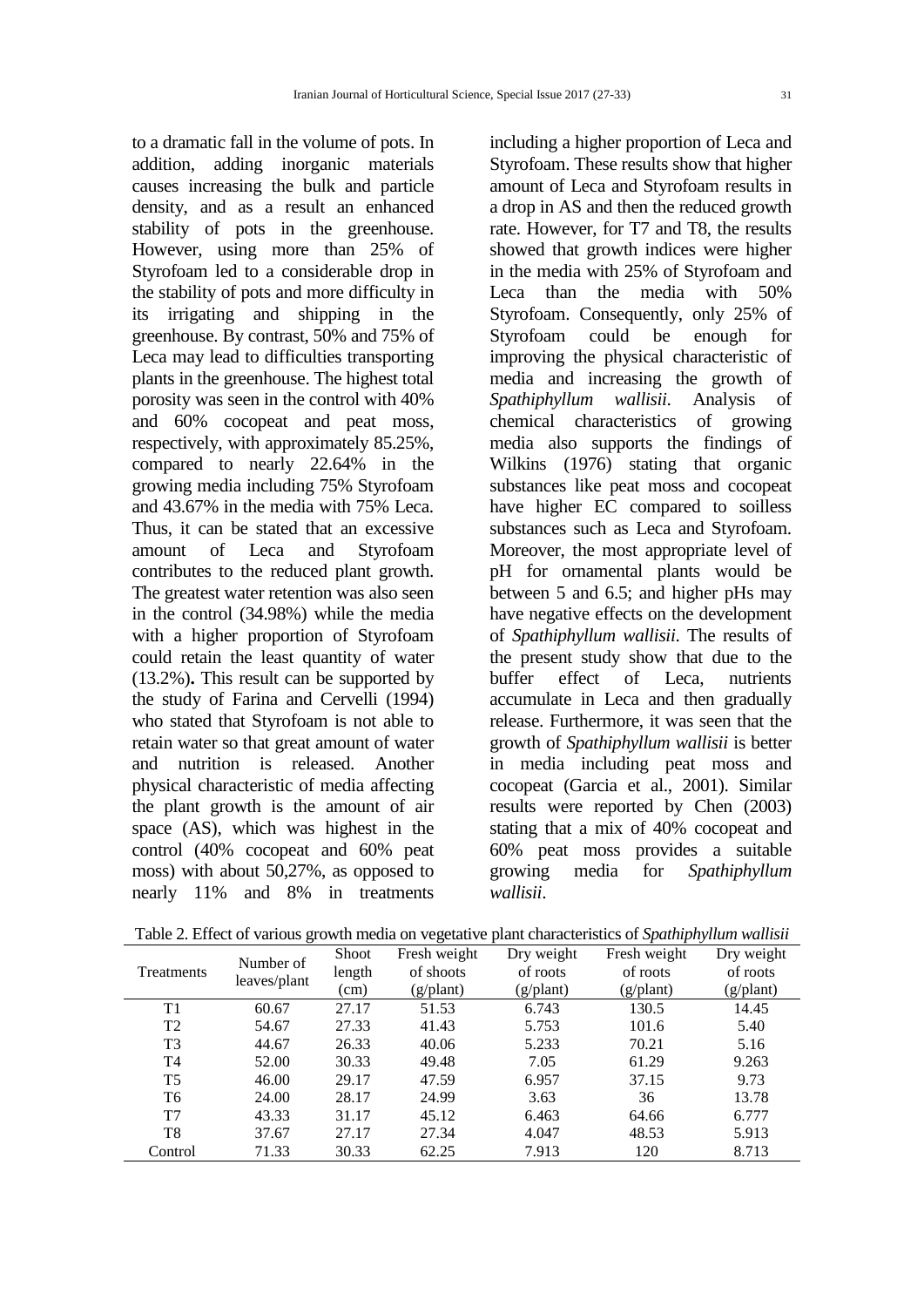to a dramatic fall in the volume of pots. In addition, adding inorganic materials causes increasing the bulk and particle density, and as a result an enhanced stability of pots in the greenhouse. However, using more than 25% of Styrofoam led to a considerable drop in the stability of pots and more difficulty in its irrigating and shipping in the greenhouse. By contrast, 50% and 75% of Leca may lead to difficulties transporting plants in the greenhouse. The highest total porosity was seen in the control with 40% and 60% cocopeat and peat moss, respectively, with approximately 85.25%, compared to nearly 22.64% in the growing media including 75% Styrofoam and 43.67% in the media with 75% Leca. Thus, it can be stated that an excessive amount of Leca and Styrofoam contributes to the reduced plant growth. The greatest water retention was also seen in the control (34.98%) while the media with a higher proportion of Styrofoam could retain the least quantity of water (13.2%). This result can be supported by the study of Farina and Cervelli (1994) who stated that Styrofoam is not able to retain water so that great amount of water and nutrition is released. Another physical characteristic of media affecting the plant growth is the amount of air space (AS), which was highest in the control (40% cocopeat and 60% peat moss) with about 50,27%, as opposed to nearly 11% and 8% in treatments including a higher proportion of Leca and Styrofoam. These results show that higher amount of Leca and Styrofoam results in a drop in AS and then the reduced growth rate. However, for T7 and T8, the results showed that growth indices were higher in the media with 25% of Styrofoam and Leca than the media with 50% Styrofoam. Consequently, only 25% of Styrofoam could be enough for improving the physical characteristic of media and increasing the growth of *Spathiphyllum wallisii*. Analysis of chemical characteristics of growing media also supports the findings of Wilkins (1976) stating that organic substances like peat moss and cocopeat have higher EC compared to soilless substances such as Leca and Styrofoam. Moreover, the most appropriate level of pH for ornamental plants would be between 5 and 6.5; and higher pHs may have negative effects on the development of *Spathiphyllum wallisii*. The results of the present study show that due to the buffer effect of Leca, nutrients accumulate in Leca and then gradually release. Furthermore, it was seen that the growth of *Spathiphyllum wallisii* is better in media including peat moss and cocopeat (Garcia et al., 2001). Similar results were reported by Chen (2003) stating that a mix of 40% cocopeat and 60% peat moss provides a suitable growing media for *Spathiphyllum wallisii*.

Table 2. Effect of various growth media on vegetative plant characteristics of *Spathiphyllum wallisii*

| Treatments | Number of leaves/plant | Shoot length (cm) | Fresh wegitht of shoots (g/plant) | Dry weight of roots (g/plant) | Fresh weight of roots (g/plant) | Dry weight of roots (g/plant) |
|---|---|---|---|---|---|---|
| T1 | 60.67 | 27.17 | 51.53 | 6.743 | 130.5 | 14.45 |
| T2 | 54.67 | 27.33 | 41.43 | 5.753 | 101.6 | 5.40 |
| T3 | 44.67 | 26.33 | 40.06 | 5.233 | 70.21 | 5.16 |
| T4 | 52.00 | 30.33 | 49.48 | 7.05 | 61.29 | 9.263 |
| T5 | 46.00 | 29.17 | 47.59 | 6.957 | 37.15 | 9.73 |
| T6 | 24.00 | 28.17 | 24.99 | 3.63 | 36 | 13.78 |
| T7 | 43.33 | 31.17 | 45.12 | 6.463 | 64.66 | 6.777 |
| T8 | 37.67 | 27.17 | 27.34 | 4.047 | 48.53 | 5.913 |
| Control | 71.33 | 30.33 | 62.25 | 7.913 | 120 | 8.713 |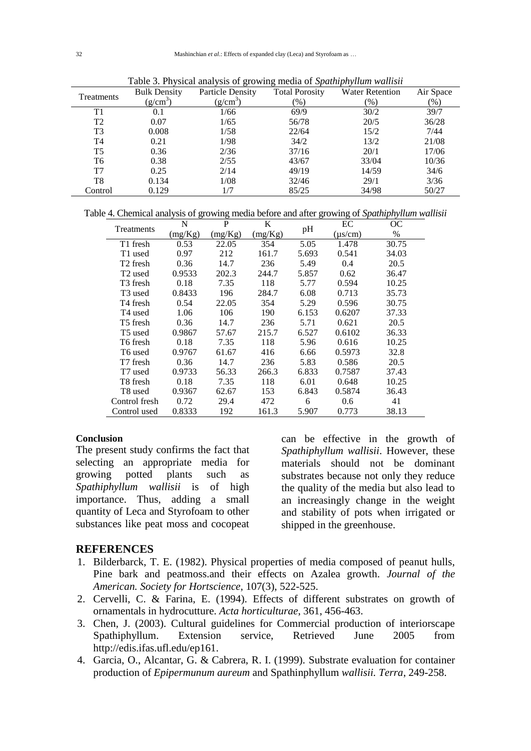Table 3. Physical analysis of growing media of *Spathiphyllum wallisii*

| Treatments | Bulk Density ($g/cm^3$) | Particle Density ($g/cm^3$) | Total Porosity (%) | Water Retention (%) | Air Space (%) |
|---|---|---|---|---|---|
| T1 | 0.1 | 1/66 | 69/9 | 30/2 | 39/7 |
| T2 | 0.07 | 1/65 | 56/78 | 20/5 | 36/28 |
| T3 | 0.008 | 1/58 | 22/64 | 15/2 | 7/44 |
| T4 | 0.21 | 1/98 | 34/2 | 13/2 | 21/08 |
| T5 | 0.36 | 2/36 | 37/16 | 20/1 | 17/06 |
| T6 | 0.38 | 2/55 | 43/67 | 33/04 | 10/36 |
| T7 | 0.25 | 2/14 | 49/19 | 14/59 | 34/6 |
| T8 | 0.134 | 1/08 | 32/46 | 29/1 | 3/36 |
| Control | 0.129 | 1/7 | 85/25 | 34/98 | 50/27 |

Table 4. Chemical analysis of growing media before and after growing of *Spathiphyllum wallisii*

| Treatments | N (mg/Kg) | P (mg/Kg) | K (mg/Kg) | pH | EC (μs/cm) | OC % |
|---|---|---|---|---|---|---|
| T1 fresh | 0.53 | 22.05 | 354 | 5.05 | 1.478 | 30.75 |
| T1 used | 0.97 | 212 | 161.7 | 5.693 | 0.541 | 34.03 |
| T2 fresh | 0.36 | 14.7 | 236 | 5.49 | 0.4 | 20.5 |
| T2 used | 0.9533 | 202.3 | 244.7 | 5.857 | 0.62 | 36.47 |
| T3 fresh | 0.18 | 7.35 | 118 | 5.77 | 0.594 | 10.25 |
| T3 used | 0.8433 | 196 | 284.7 | 6.08 | 0.713 | 35.73 |
| T4 fresh | 0.54 | 22.05 | 354 | 5.29 | 0.596 | 30.75 |
| T4 used | 1.06 | 106 | 190 | 6.153 | 0.6207 | 37.33 |
| T5 fresh | 0.36 | 14.7 | 236 | 5.71 | 0.621 | 20.5 |
| T5 used | 0.9867 | 57.67 | 215.7 | 6.527 | 0.6102 | 36.33 |
| T6 fresh | 0.18 | 7.35 | 118 | 5.96 | 0.616 | 10.25 |
| T6 used | 0.9767 | 61.67 | 416 | 6.66 | 0.5973 | 32.8 |
| T7 fresh | 0.36 | 14.7 | 236 | 5.83 | 0.586 | 20.5 |
| T7 used | 0.9733 | 56.33 | 266.3 | 6.833 | 0.7587 | 37.43 |
| T8 fresh | 0.18 | 7.35 | 118 | 6.01 | 0.648 | 10.25 |
| T8 used | 0.9367 | 62.67 | 153 | 6.843 | 0.5874 | 36.43 |
| Control fresh | 0.72 | 29.4 | 472 | 6 | 0.6 | 41 |
| Control used | 0.8333 | 192 | 161.3 | 5.907 | 0.773 | 38.13 |

**Conclusion**

The present study confirms the fact that selecting an appropriate media for growing potted plants such as *Spathiphyllum wallisii* is of high importance. Thus, adding a small quantity of Leca and Styrofoam to other substances like peat moss and cocopeat can be effective in the growth of *Spathiphyllum wallisii*. However, these materials should not be dominant substrates because not only they reduce the quality of the media but also lead to an increasingly change in the weight and stability of pots when irrigated or shipped in the greenhouse.

## REFERENCES

1. Bilderbarck, T. E. (1982). Physical properties of media composed of peanut hulls, Pine bark and peatmoss.and their effects on Azalea growth. *Journal of the American. Society for Hortscience*, 107(3), 522-525.
2. Cervelli, C. & Farina, E. (1994). Effects of different substrates on growth of ornamentals in hydrocutture. *Acta horticulturae*, 361, 456-463.
3. Chen, J. (2003). Cultural guidelines for Commercial production of interiorscape Spathiphyllum. Extension service, Retrieved June 2005 from http://edis.ifas.ufl.edu/ep161.
4. Garcia, O., Alcantar, G. & Cabrera, R. I. (1999). Substrate evaluation for container production of *Epipermunum aureum* and Spathinphyllum *wallisii. Terra*, 249-258.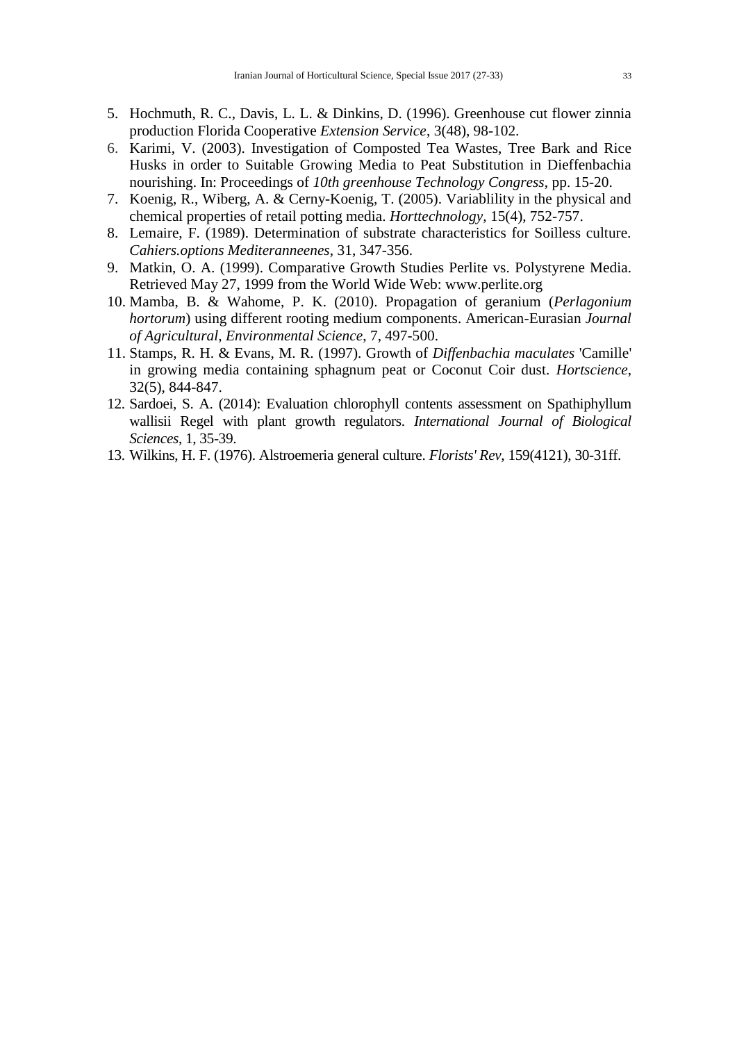5. Hochmuth, R. C., Davis, L. L. & Dinkins, D. (1996). Greenhouse cut flower zinnia production Florida Cooperative *Extension Service*, 3(48), 98-102.
6. Karimi, V. (2003). Investigation of Composted Tea Wastes, Tree Bark and Rice Husks in order to Suitable Growing Media to Peat Substitution in Dieffenbachia nourishing. In: Proceedings of *10th greenhouse Technology Congress*, pp. 15-20.
7. Koenig, R., Wiberg, A. & Cerny-Koenig, T. (2005). Variablility in the physical and chemical properties of retail potting media. *Horttechnology*, 15(4), 752-757.
8. Lemaire, F. (1989). Determination of substrate characteristics for Soilless culture. *Cahiers.options Mediteranneenes*, 31, 347-356.
9. Matkin, O. A. (1999). Comparative Growth Studies Perlite vs. Polystyrene Media. Retrieved May 27, 1999 from the World Wide Web: www.perlite.org
10. Mamba, B. & Wahome, P. K. (2010). Propagation of geranium (*Perlagonium hortorum*) using different rooting medium components. American-Eurasian *Journal of Agricultural, Environmental Science*, 7, 497-500.
11. Stamps, R. H. & Evans, M. R. (1997). Growth of *Diffenbachia maculates* 'Camille' in growing media containing sphagnum peat or Coconut Coir dust. *Hortscience*, 32(5), 844-847.
12. Sardoei, S. A. (2014): Evaluation chlorophyll contents assessment on Spathiphyllum wallisii Regel with plant growth regulators. *International Journal of Biological Sciences*, 1, 35-39.
13. Wilkins, H. F. (1976). Alstroemeria general culture. *Florists' Rev*, 159(4121), 30-31ff.